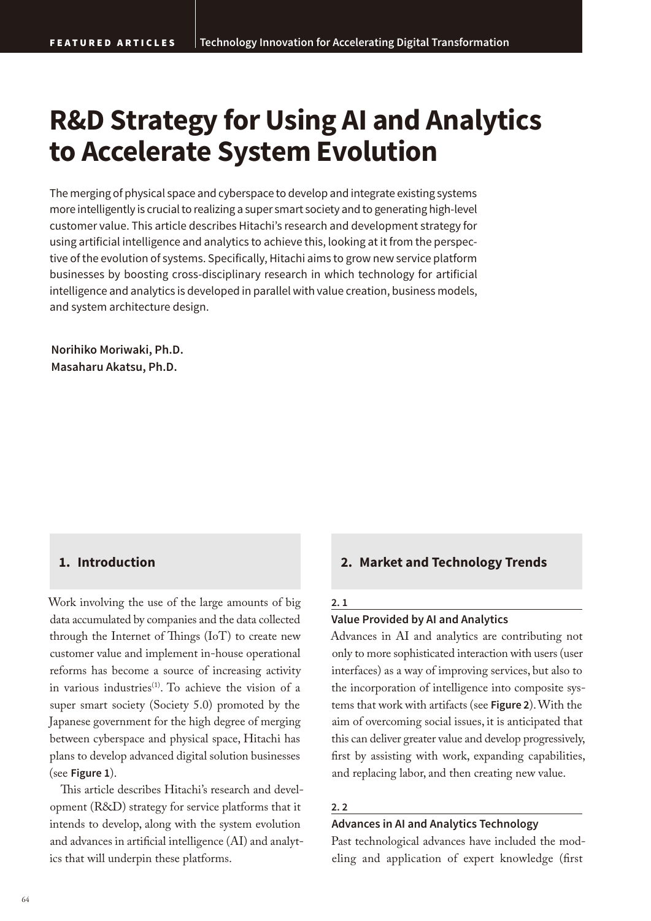# R&D Strategy for Using AI and Analytics to Accelerate System Evolution

The merging of physical space and cyberspace to develop and integrate existing systems more intelligently is crucial to realizing a super smart society and to generating high-level customer value. This article describes Hitachi's research and development strategy for using artificial intelligence and analytics to achieve this, looking at it from the perspective of the evolution of systems. Specifically, Hitachi aims to grow new service platform businesses by boosting cross-disciplinary research in which technology for artificial intelligence and analytics is developed in parallel with value creation, business models, and system architecture design.

**Norihiko Moriwaki, Ph.D.**
**Masaharu Akatsu, Ph.D.**

## 1. Introduction

Work involving the use of the large amounts of big data accumulated by companies and the data collected through the Internet of Things (IoT) to create new customer value and implement in-house operational reforms has become a source of increasing activity in various industries[1]. To achieve the vision of a super smart society (Society 5.0) promoted by the Japanese government for the high degree of merging between cyberspace and physical space, Hitachi has plans to develop advanced digital solution businesses (see **Figure 1**).

This article describes Hitachi's research and development (R&D) strategy for service platforms that it intends to develop, along with the system evolution and advances in artificial intelligence (AI) and analytics that will underpin these platforms.

## 2. Market and Technology Trends

### 2. 1 Value Provided by AI and Analytics

Advances in AI and analytics are contributing not only to more sophisticated interaction with users (user interfaces) as a way of improving services, but also to the incorporation of intelligence into composite systems that work with artifacts (see **Figure 2**). With the aim of overcoming social issues, it is anticipated that this can deliver greater value and develop progressively, first by assisting with work, expanding capabilities, and replacing labor, and then creating new value.

### 2. 2 Advances in AI and Analytics Technology

Past technological advances have included the modeling and application of expert knowledge (first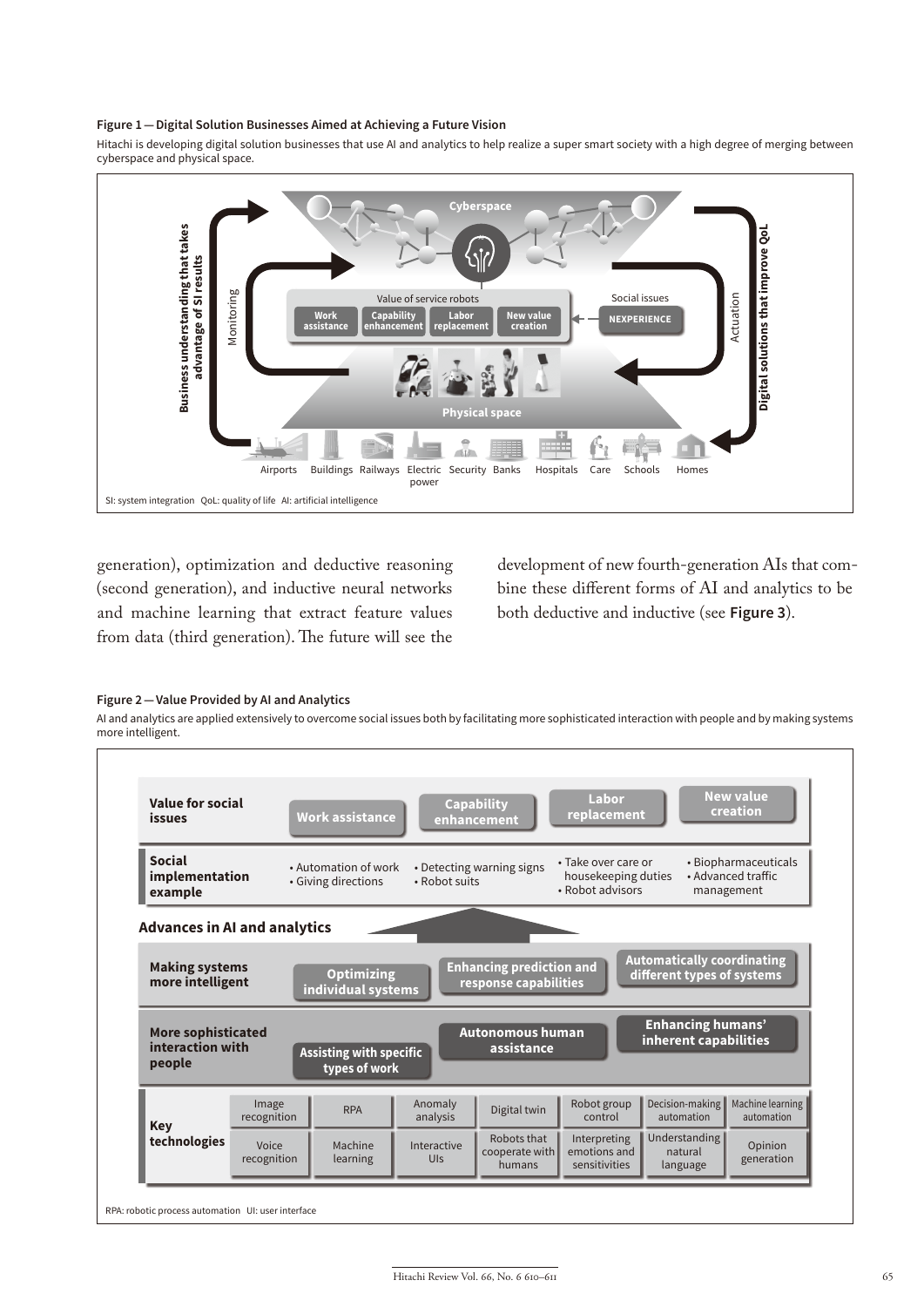**Figure 1 — Digital Solution Businesses Aimed at Achieving a Future Vision**

Hitachi is developing digital solution businesses that use AI and analytics to help realize a super smart society with a high degree of merging between cyberspace and physical space.

Cyberspace

Value of service robots: Work assistance | Capability enhancement | Labor replacement | New value creation

Social issues: NEXPERIENCE

Physical space

Monitoring | Actuation

Business understanding that takes advantage of SI results | Digital solutions that improve QoL

Airports, Buildings, Railways, Electric power, Security, Banks, Hospitals, Care, Schools, Homes

SI: system integration QoL: quality of life AI: artificial intelligence

generation), optimization and deductive reasoning (second generation), and inductive neural networks and machine learning that extract feature values from data (third generation). The future will see the development of new fourth-generation AIs that combine these different forms of AI and analytics to be both deductive and inductive (see **Figure 3**).

**Figure 2 — Value Provided by AI and Analytics**

AI and analytics are applied extensively to overcome social issues both by facilitating more sophisticated interaction with people and by making systems more intelligent.

| Value for social issues | Work assistance | Capability enhancement | Labor replacement | New value creation |
|---|---|---|---|---|
| Social implementation example | • Automation of work<br>• Giving directions | • Detecting warning signs<br>• Robot suits | • Take over care or housekeeping duties<br>• Robot advisors | • Biopharmaceuticals<br>• Advanced traffic management |

**Advances in AI and analytics**

| | | | |
|---|---|---|---|
| Making systems more intelligent | Optimizing individual systems | Enhancing prediction and response capabilities | Automatically coordinating different types of systems |
| More sophisticated interaction with people | Assisting with specific types of work | Autonomous human assistance | Enhancing humans' inherent capabilities |

| Key technologies | | | | | | | |
|---|---|---|---|---|---|---|---|
| | Image recognition | RPA | Anomaly analysis | Digital twin | Robot group control | Decision-making automation | Machine learning automation |
| | Voice recognition | Machine learning | Interactive UIs | Robots that cooperate with humans | Interpreting emotions and sensitivities | Understanding natural language | Opinion generation |

RPA: robotic process automation UI: user interface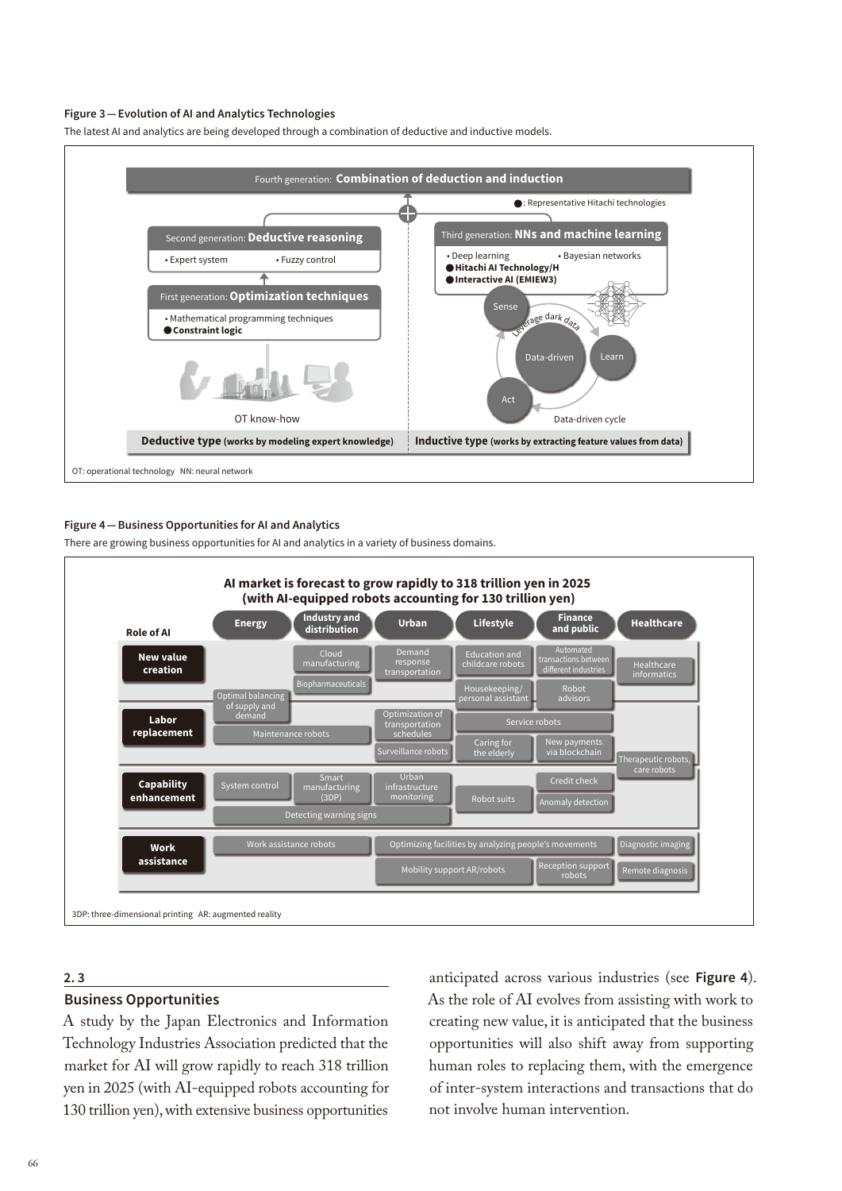**Figure 3 — Evolution of AI and Analytics Technologies**

The latest AI and analytics are being developed through a combination of deductive and inductive models.

Fourth generation: **Combination of deduction and induction**

●: Representative Hitachi technologies

Second generation: **Deductive reasoning**
- Expert system
- Fuzzy control

First generation: **Optimization techniques**
- Mathematical programming techniques
- ● **Constraint logic**

OT know-how

Third generation: **NNs and machine learning**
- Deep learning
- Bayesian networks
- ● **Hitachi AI Technology/H**
- ● **Interactive AI (EMIEW3)**

Sense — Leverage dark data — Learn — Data-driven — Act

Data-driven cycle

**Deductive type** **(works by modeling expert knowledge)** | **Inductive type** **(works by extracting feature values from data)**

OT: operational technology NN: neural network

**Figure 4 — Business Opportunities for AI and Analytics**

There are growing business opportunities for AI and analytics in a variety of business domains.

**AI market is forecast to grow rapidly to 318 trillion yen in 2025 (with AI-equipped robots accounting for 130 trillion yen)**

| Role of AI | Energy | Industry and distribution | Urban | Lifestyle | Finance and public | Healthcare |
|---|---|---|---|---|---|---|
| **New value creation** | Optimal balancing of supply and demand | Cloud manufacturing; Biopharmaceuticals | Demand response transportation | Education and childcare robots; Housekeeping/personal assistant | Automated transactions between different industries; Robot advisors | Healthcare informatics |
| **Labor replacement** | Maintenance robots | Maintenance robots | Optimization of transportation schedules; Surveillance robots | Service robots; Caring for the elderly | Service robots; New payments via blockchain | Therapeutic robots, care robots |
| **Capability enhancement** | System control; Detecting warning signs | Smart manufacturing (3DP); Detecting warning signs | Urban infrastructure monitoring; Detecting warning signs | Robot suits | Credit check; Anomaly detection | |
| **Work assistance** | Work assistance robots | Work assistance robots | Optimizing facilities by analyzing people's movements; Mobility support AR/robots | Optimizing facilities by analyzing people's movements; Mobility support AR/robots | Optimizing facilities by analyzing people's movements; Reception support robots | Diagnostic imaging; Remote diagnosis |

3DP: three-dimensional printing AR: augmented reality

## 2. 3

## Business Opportunities

A study by the Japan Electronics and Information Technology Industries Association predicted that the market for AI will grow rapidly to reach 318 trillion yen in 2025 (with AI-equipped robots accounting for 130 trillion yen), with extensive business opportunities anticipated across various industries (see **Figure 4**). As the role of AI evolves from assisting with work to creating new value, it is anticipated that the business opportunities will also shift away from supporting human roles to replacing them, with the emergence of inter-system interactions and transactions that do not involve human intervention.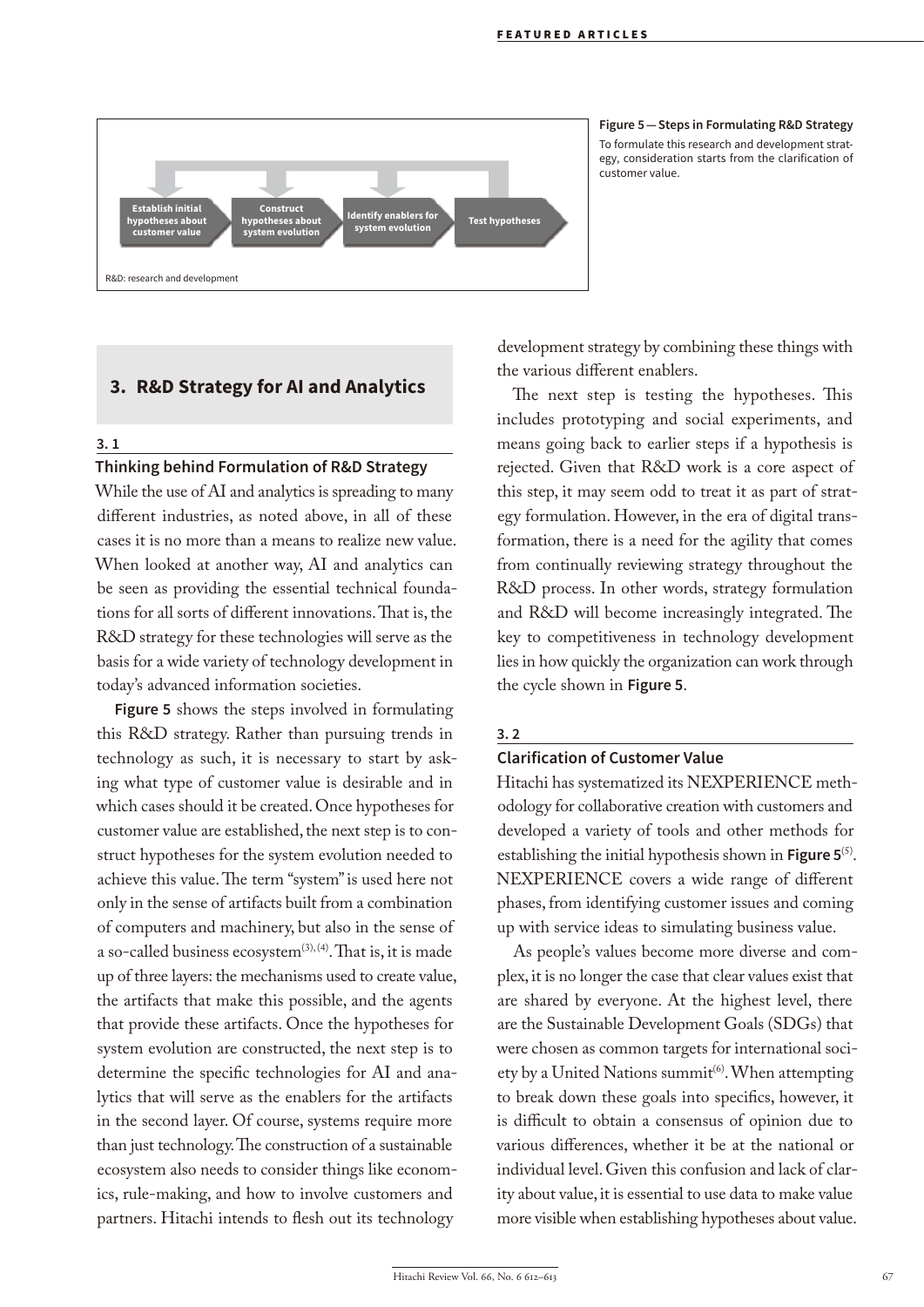Establish initial hypotheses about customer value → Construct hypotheses about system evolution → Identify enablers for system evolution → Test hypotheses

R&D: research and development

**Figure 5 — Steps in Formulating R&D Strategy**
To formulate this research and development strategy, consideration starts from the clarification of customer value.

## 3. R&D Strategy for AI and Analytics

### 3. 1 Thinking behind Formulation of R&D Strategy

While the use of AI and analytics is spreading to many different industries, as noted above, in all of these cases it is no more than a means to realize new value. When looked at another way, AI and analytics can be seen as providing the essential technical foundations for all sorts of different innovations. That is, the R&D strategy for these technologies will serve as the basis for a wide variety of technology development in today's advanced information societies.

**Figure 5** shows the steps involved in formulating this R&D strategy. Rather than pursuing trends in technology as such, it is necessary to start by asking what type of customer value is desirable and in which cases should it be created. Once hypotheses for customer value are established, the next step is to construct hypotheses for the system evolution needed to achieve this value. The term "system" is used here not only in the sense of artifacts built from a combination of computers and machinery, but also in the sense of a so-called business ecosystem[(3), (4)]. That is, it is made up of three layers: the mechanisms used to create value, the artifacts that make this possible, and the agents that provide these artifacts. Once the hypotheses for system evolution are constructed, the next step is to determine the specific technologies for AI and analytics that will serve as the enablers for the artifacts in the second layer. Of course, systems require more than just technology. The construction of a sustainable ecosystem also needs to consider things like economics, rule-making, and how to involve customers and partners. Hitachi intends to flesh out its technology development strategy by combining these things with the various different enablers.

The next step is testing the hypotheses. This includes prototyping and social experiments, and means going back to earlier steps if a hypothesis is rejected. Given that R&D work is a core aspect of this step, it may seem odd to treat it as part of strategy formulation. However, in the era of digital transformation, there is a need for the agility that comes from continually reviewing strategy throughout the R&D process. In other words, strategy formulation and R&D will become increasingly integrated. The key to competitiveness in technology development lies in how quickly the organization can work through the cycle shown in **Figure 5**.

### 3. 2 Clarification of Customer Value

Hitachi has systematized its NEXPERIENCE methodology for collaborative creation with customers and developed a variety of tools and other methods for establishing the initial hypothesis shown in **Figure 5**[(5)]. NEXPERIENCE covers a wide range of different phases, from identifying customer issues and coming up with service ideas to simulating business value.

As people's values become more diverse and complex, it is no longer the case that clear values exist that are shared by everyone. At the highest level, there are the Sustainable Development Goals (SDGs) that were chosen as common targets for international society by a United Nations summit[(6)]. When attempting to break down these goals into specifics, however, it is difficult to obtain a consensus of opinion due to various differences, whether it be at the national or individual level. Given this confusion and lack of clarity about value, it is essential to use data to make value more visible when establishing hypotheses about value.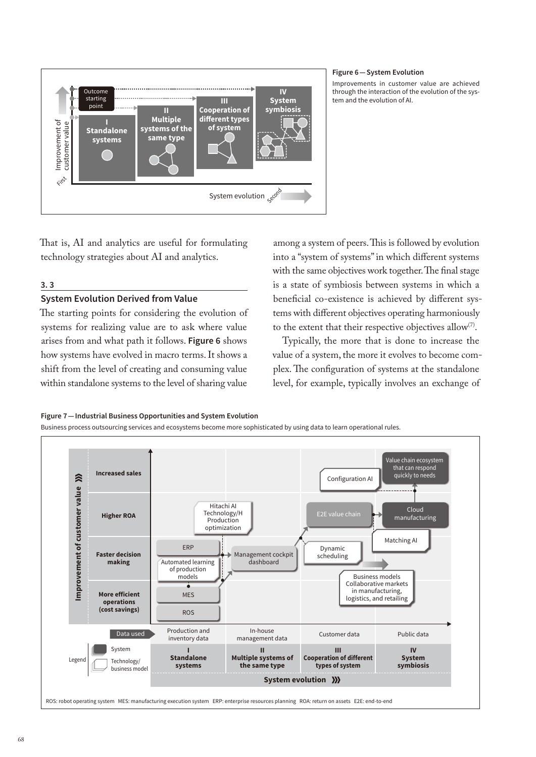**Figure 6 — System Evolution**

Improvements in customer value are achieved through the interaction of the evolution of the system and the evolution of AI.

That is, AI and analytics are useful for formulating technology strategies about AI and analytics.

### 3. 3

### System Evolution Derived from Value

The starting points for considering the evolution of systems for realizing value are to ask where value arises from and what path it follows. **Figure 6** shows how systems have evolved in macro terms. It shows a shift from the level of creating and consuming value within standalone systems to the level of sharing value among a system of peers. This is followed by evolution into a "system of systems" in which different systems with the same objectives work together. The final stage is a state of symbiosis between systems in which a beneficial co-existence is achieved by different systems with different objectives operating harmoniously to the extent that their respective objectives allow[7].

Typically, the more that is done to increase the value of a system, the more it evolves to become complex. The configuration of systems at the standalone level, for example, typically involves an exchange of

**Figure 7 — Industrial Business Opportunities and System Evolution**

Business process outsourcing services and ecosystems become more sophisticated by using data to learn operational rules.

ROS: robot operating system MES: manufacturing execution system ERP: enterprise resources planning ROA: return on assets E2E: end-to-end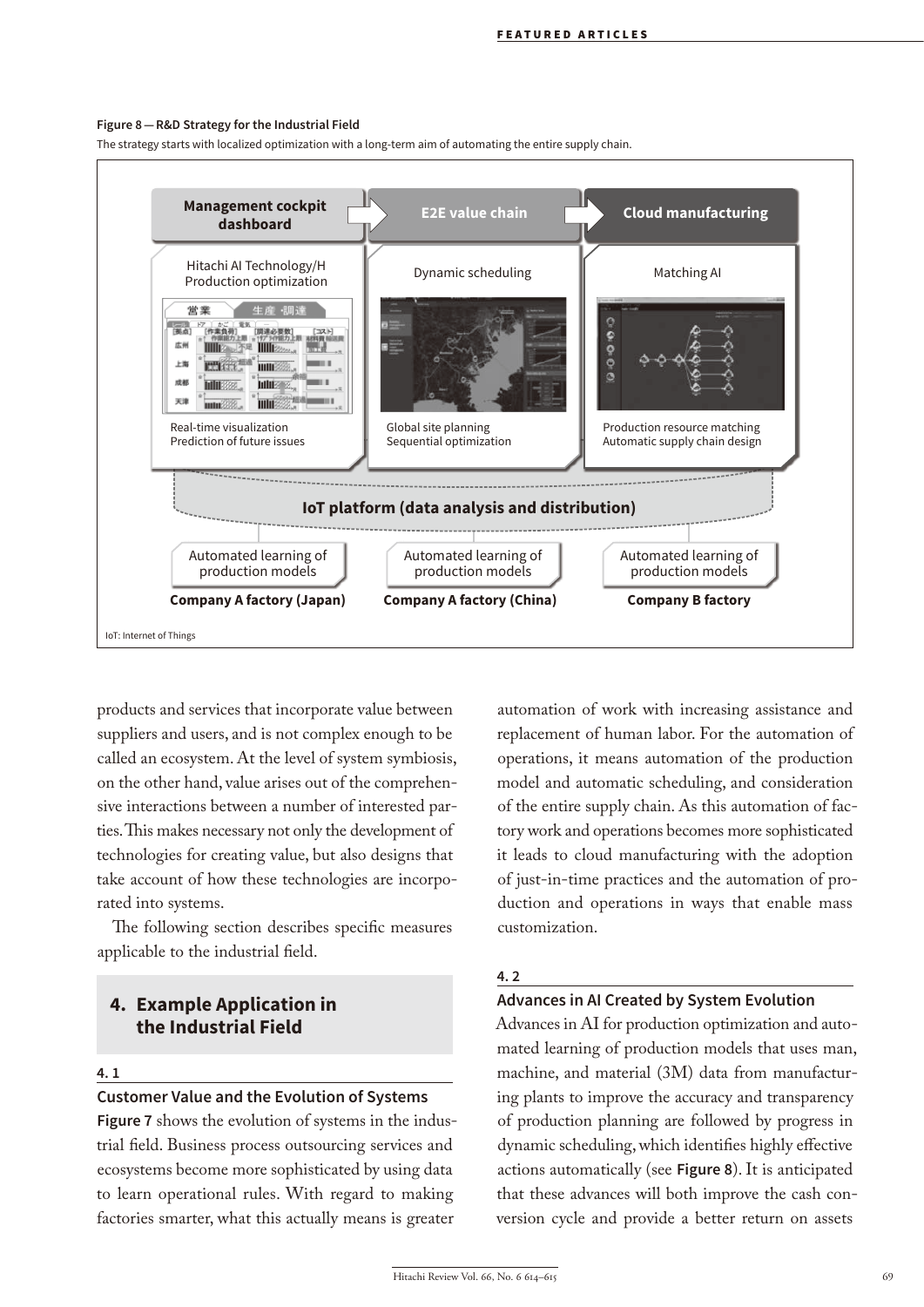**Figure 8 — R&D Strategy for the Industrial Field**

The strategy starts with localized optimization with a long-term aim of automating the entire supply chain.

Management cockpit dashboard → E2E value chain → Cloud manufacturing

Hitachi AI Technology/H Production optimization — Real-time visualization, Prediction of future issues

Dynamic scheduling — Global site planning, Sequential optimization

Matching AI — Production resource matching, Automatic supply chain design

IoT platform (data analysis and distribution)

Automated learning of production models — Company A factory (Japan)

Automated learning of production models — Company A factory (China)

Automated learning of production models — Company B factory

IoT: Internet of Things

products and services that incorporate value between suppliers and users, and is not complex enough to be called an ecosystem. At the level of system symbiosis, on the other hand, value arises out of the comprehensive interactions between a number of interested parties. This makes necessary not only the development of technologies for creating value, but also designs that take account of how these technologies are incorporated into systems.

The following section describes specific measures applicable to the industrial field.

## 4. Example Application in the Industrial Field

### 4. 1 Customer Value and the Evolution of Systems

**Figure 7** shows the evolution of systems in the industrial field. Business process outsourcing services and ecosystems become more sophisticated by using data to learn operational rules. With regard to making factories smarter, what this actually means is greater automation of work with increasing assistance and replacement of human labor. For the automation of operations, it means automation of the production model and automatic scheduling, and consideration of the entire supply chain. As this automation of factory work and operations becomes more sophisticated it leads to cloud manufacturing with the adoption of just-in-time practices and the automation of production and operations in ways that enable mass customization.

### 4. 2 Advances in AI Created by System Evolution

Advances in AI for production optimization and automated learning of production models that uses man, machine, and material (3M) data from manufacturing plants to improve the accuracy and transparency of production planning are followed by progress in dynamic scheduling, which identifies highly effective actions automatically (see **Figure 8**). It is anticipated that these advances will both improve the cash conversion cycle and provide a better return on assets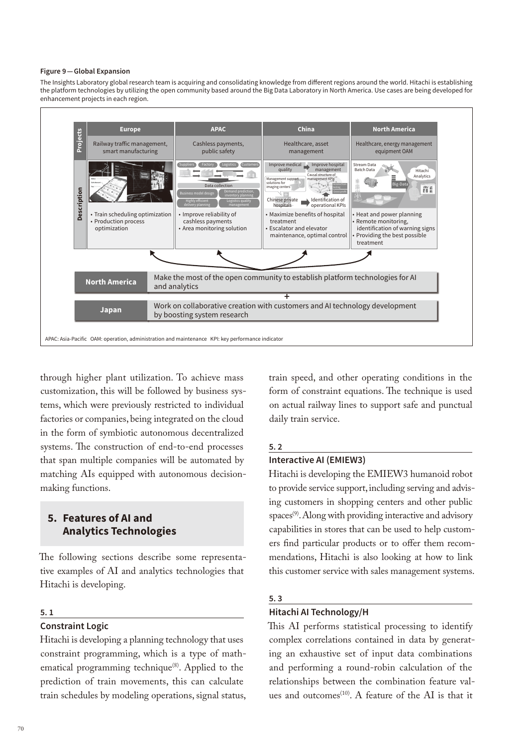**Figure 9 — Global Expansion**

The Insights Laboratory global research team is acquiring and consolidating knowledge from different regions around the world. Hitachi is establishing the platform technologies by utilizing the open community based around the Big Data Laboratory in North America. Use cases are being developed for enhancement projects in each region.

| | Europe | APAC | China | North America |
|---|---|---|---|---|
| Projects | Railway traffic management, smart manufacturing | Cashless payments, public safety | Healthcare, asset management | Healthcare, energy management equipment OAM |
| Description | • Train scheduling optimization<br>• Production process optimization | • Improve reliability of cashless payments<br>• Area monitoring solution | • Maximize benefits of hospital treatment<br>• Escalator and elevator maintenance, optimal control | • Heat and power planning<br>• Remote monitoring, identification of warning signs<br>• Providing the best possible treatment |

| | |
|---|---|
| North America | Make the most of the open community to establish platform technologies for AI and analytics |
| + | |
| Japan | Work on collaborative creation with customers and AI technology development by boosting system research |

APAC: Asia-Pacific OAM: operation, administration and maintenance KPI: key performance indicator

through higher plant utilization. To achieve mass customization, this will be followed by business systems, which were previously restricted to individual factories or companies, being integrated on the cloud in the form of symbiotic autonomous decentralized systems. The construction of end-to-end processes that span multiple companies will be automated by matching AIs equipped with autonomous decision-making functions.

## 5. Features of AI and Analytics Technologies

The following sections describe some representative examples of AI and analytics technologies that Hitachi is developing.

### 5. 1 Constraint Logic

Hitachi is developing a planning technology that uses constraint programming, which is a type of mathematical programming technique[8]. Applied to the prediction of train movements, this can calculate train schedules by modeling operations, signal status, train speed, and other operating conditions in the form of constraint equations. The technique is used on actual railway lines to support safe and punctual daily train service.

### 5. 2 Interactive AI (EMIEW3)

Hitachi is developing the EMIEW3 humanoid robot to provide service support, including serving and advising customers in shopping centers and other public spaces[9]. Along with providing interactive and advisory capabilities in stores that can be used to help customers find particular products or to offer them recommendations, Hitachi is also looking at how to link this customer service with sales management systems.

### 5. 3 Hitachi AI Technology/H

This AI performs statistical processing to identify complex correlations contained in data by generating an exhaustive set of input data combinations and performing a round-robin calculation of the relationships between the combination feature values and outcomes[10]. A feature of the AI is that it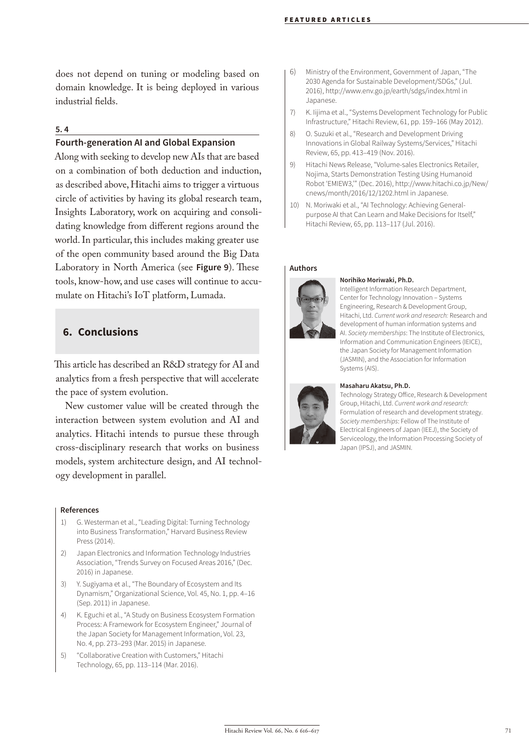does not depend on tuning or modeling based on domain knowledge. It is being deployed in various industrial fields.

### 5. 4 Fourth-generation AI and Global Expansion

Along with seeking to develop new AIs that are based on a combination of both deduction and induction, as described above, Hitachi aims to trigger a virtuous circle of activities by having its global research team, Insights Laboratory, work on acquiring and consolidating knowledge from different regions around the world. In particular, this includes making greater use of the open community based around the Big Data Laboratory in North America (see **Figure 9**). These tools, know-how, and use cases will continue to accumulate on Hitachi's IoT platform, Lumada.

## 6. Conclusions

This article has described an R&D strategy for AI and analytics from a fresh perspective that will accelerate the pace of system evolution.

New customer value will be created through the interaction between system evolution and AI and analytics. Hitachi intends to pursue these through cross-disciplinary research that works on business models, system architecture design, and AI technology development in parallel.

### References

1) G. Westerman et al., "Leading Digital: Turning Technology into Business Transformation," Harvard Business Review Press (2014).
2) Japan Electronics and Information Technology Industries Association, "Trends Survey on Focused Areas 2016," (Dec. 2016) in Japanese.
3) Y. Sugiyama et al., "The Boundary of Ecosystem and Its Dynamism," Organizational Science, Vol. 45, No. 1, pp. 4–16 (Sep. 2011) in Japanese.
4) K. Eguchi et al., "A Study on Business Ecosystem Formation Process: A Framework for Ecosystem Engineer," Journal of the Japan Society for Management Information, Vol. 23, No. 4, pp. 273–293 (Mar. 2015) in Japanese.
5) "Collaborative Creation with Customers," Hitachi Technology, 65, pp. 113–114 (Mar. 2016).
6) Ministry of the Environment, Government of Japan, "The 2030 Agenda for Sustainable Development/SDGs," (Jul. 2016), http://www.env.go.jp/earth/sdgs/index.html in Japanese.
7) K. Iijima et al., "Systems Development Technology for Public Infrastructure," Hitachi Review, 61, pp. 159–166 (May 2012).
8) O. Suzuki et al., "Research and Development Driving Innovations in Global Railway Systems/Services," Hitachi Review, 65, pp. 413–419 (Nov. 2016).
9) Hitachi News Release, "Volume-sales Electronics Retailer, Nojima, Starts Demonstration Testing Using Humanoid Robot 'EMIEW3,'" (Dec. 2016), http://www.hitachi.co.jp/New/cnews/month/2016/12/1202.html in Japanese.
10) N. Moriwaki et al., "AI Technology: Achieving General-purpose AI that Can Learn and Make Decisions for Itself," Hitachi Review, 65, pp. 113–117 (Jul. 2016).

### Authors

**Norihiko Moriwaki, Ph.D.**
Intelligent Information Research Department, Center for Technology Innovation – Systems Engineering, Research & Development Group, Hitachi, Ltd. *Current work and research:* Research and development of human information systems and AI. *Society memberships*: The Institute of Electronics, Information and Communication Engineers (IEICE), the Japan Society for Management Information (JASMIN), and the Association for Information Systems (AIS).

**Masaharu Akatsu, Ph.D.**
Technology Strategy Office, Research & Development Group, Hitachi, Ltd. *Current work and research:* Formulation of research and development strategy. *Society memberships*: Fellow of The Institute of Electrical Engineers of Japan (IEEJ), the Society of Serviceology, the Information Processing Society of Japan (IPSJ), and JASMIN.